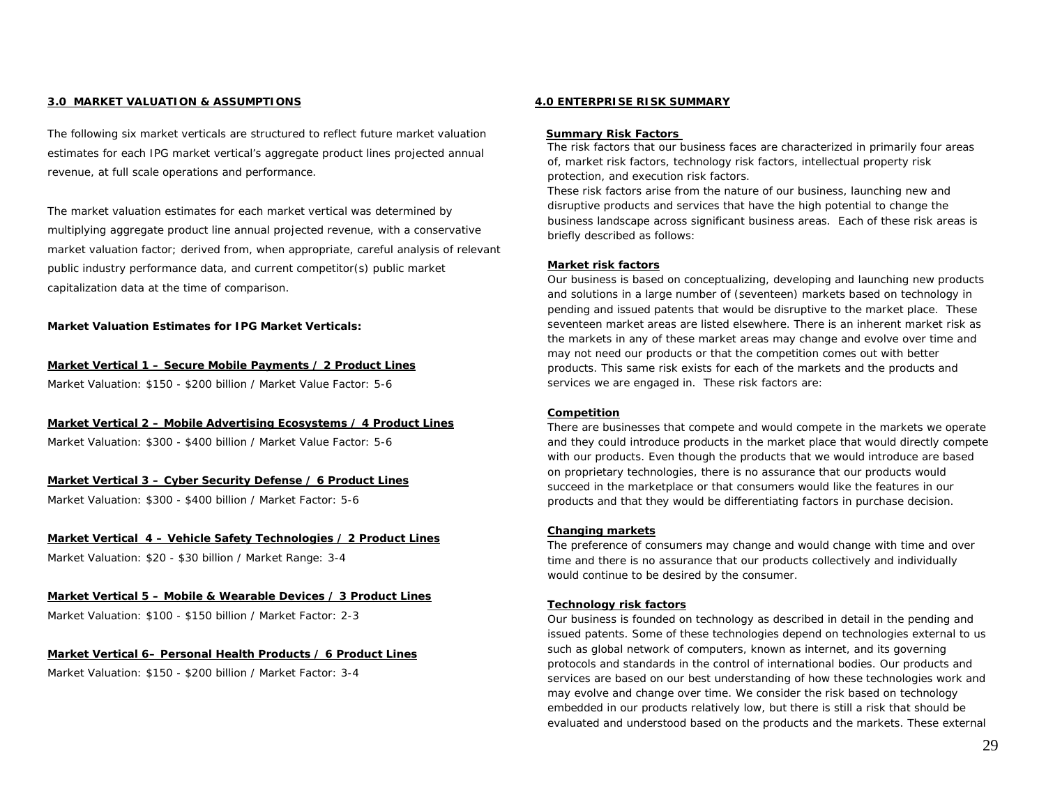## 3.0 MARKET VALUATION & ASSUMPTIONS

The following six market verticals are structured to reflect future market valuation estimates for each IPG market vertical's aggregate product lines projected annual revenue, at full scale operations and performance.

The market valuation estimates for each market vertical was determined by multiplying aggregate product line annual projected revenue, with a conservative market valuation factor; derived from, when appropriate, careful analysis of relevant public industry performance data, and current competitor(s) public market capitalization data at the time of comparison.

**Market Valuation Estimates for IPG Market Verticals:**

**Market Vertical 1 – Secure Mobile Payments / 2 Product Lines**
Market Valuation: $150 - $200 billion / Market Value Factor: 5-6

**Market Vertical 2 – Mobile Advertising Ecosystems / 4 Product Lines**
Market Valuation: $300 - $400 billion / Market Value Factor: 5-6

**Market Vertical 3 – Cyber Security Defense / 6 Product Lines**
Market Valuation: $300 - $400 billion / Market Factor: 5-6

**Market Vertical 4 – Vehicle Safety Technologies / 2 Product Lines**
Market Valuation: $20 - $30 billion / Market Range: 3-4

**Market Vertical 5 – Mobile & Wearable Devices / 3 Product Lines**
Market Valuation: $100 - $150 billion / Market Factor: 2-3

**Market Vertical 6– Personal Health Products / 6 Product Lines**
Market Valuation: $150 - $200 billion / Market Factor: 3-4

## 4.0 ENTERPRISE RISK SUMMARY

**Summary Risk Factors**

The risk factors that our business faces are characterized in primarily four areas of, market risk factors, technology risk factors, intellectual property risk protection, and execution risk factors.
These risk factors arise from the nature of our business, launching new and disruptive products and services that have the high potential to change the business landscape across significant business areas. Each of these risk areas is briefly described as follows:

**Market risk factors**

Our business is based on conceptualizing, developing and launching new products and solutions in a large number of (seventeen) markets based on technology in pending and issued patents that would be disruptive to the market place. These seventeen market areas are listed elsewhere. There is an inherent market risk as the markets in any of these market areas may change and evolve over time and may not need our products or that the competition comes out with better products. This same risk exists for each of the markets and the products and services we are engaged in. These risk factors are:

**Competition**

There are businesses that compete and would compete in the markets we operate and they could introduce products in the market place that would directly compete with our products. Even though the products that we would introduce are based on proprietary technologies, there is no assurance that our products would succeed in the marketplace or that consumers would like the features in our products and that they would be differentiating factors in purchase decision.

**Changing markets**

The preference of consumers may change and would change with time and over time and there is no assurance that our products collectively and individually would continue to be desired by the consumer.

**Technology risk factors**

Our business is founded on technology as described in detail in the pending and issued patents. Some of these technologies depend on technologies external to us such as global network of computers, known as internet, and its governing protocols and standards in the control of international bodies. Our products and services are based on our best understanding of how these technologies work and may evolve and change over time. We consider the risk based on technology embedded in our products relatively low, but there is still a risk that should be evaluated and understood based on the products and the markets. These external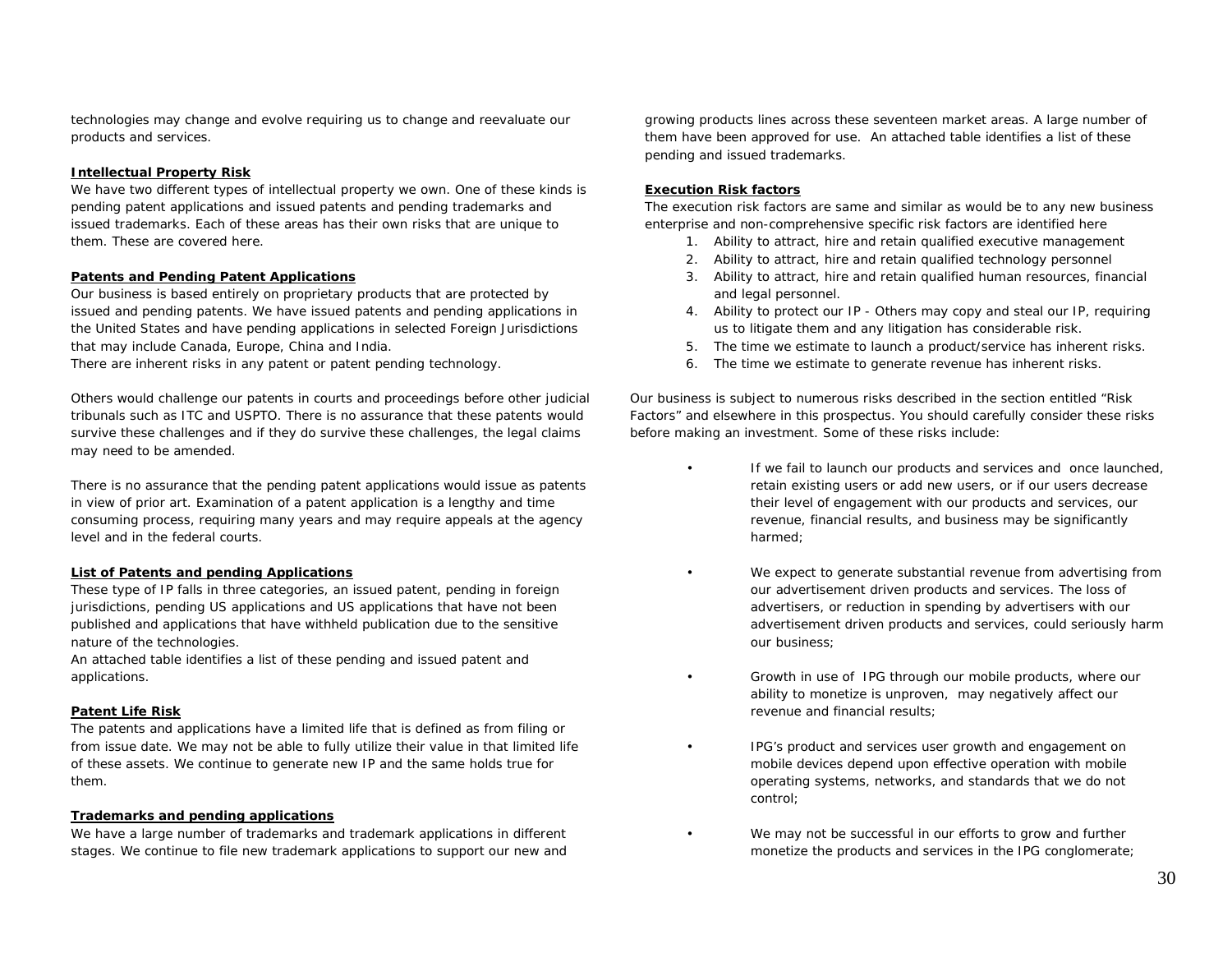technologies may change and evolve requiring us to change and reevaluate our products and services.

**Intellectual Property Risk**

We have two different types of intellectual property we own. One of these kinds is pending patent applications and issued patents and pending trademarks and issued trademarks. Each of these areas has their own risks that are unique to them. These are covered here.

**Patents and Pending Patent Applications**

Our business is based entirely on proprietary products that are protected by issued and pending patents. We have issued patents and pending applications in the United States and have pending applications in selected Foreign Jurisdictions that may include Canada, Europe, China and India.

There are inherent risks in any patent or patent pending technology.

Others would challenge our patents in courts and proceedings before other judicial tribunals such as ITC and USPTO. There is no assurance that these patents would survive these challenges and if they do survive these challenges, the legal claims may need to be amended.

There is no assurance that the pending patent applications would issue as patents in view of prior art. Examination of a patent application is a lengthy and time consuming process, requiring many years and may require appeals at the agency level and in the federal courts.

**List of Patents and pending Applications**

These type of IP falls in three categories, an issued patent, pending in foreign jurisdictions, pending US applications and US applications that have not been published and applications that have withheld publication due to the sensitive nature of the technologies.

An attached table identifies a list of these pending and issued patent and applications.

**Patent Life Risk**

The patents and applications have a limited life that is defined as from filing or from issue date. We may not be able to fully utilize their value in that limited life of these assets. We continue to generate new IP and the same holds true for them.

**Trademarks and pending applications**

We have a large number of trademarks and trademark applications in different stages. We continue to file new trademark applications to support our new and growing products lines across these seventeen market areas. A large number of them have been approved for use. An attached table identifies a list of these pending and issued trademarks.

**Execution Risk factors**

The execution risk factors are same and similar as would be to any new business enterprise and non-comprehensive specific risk factors are identified here

1. Ability to attract, hire and retain qualified executive management
2. Ability to attract, hire and retain qualified technology personnel
3. Ability to attract, hire and retain qualified human resources, financial and legal personnel.
4. Ability to protect our IP - Others may copy and steal our IP, requiring us to litigate them and any litigation has considerable risk.
5. The time we estimate to launch a product/service has inherent risks.
6. The time we estimate to generate revenue has inherent risks.

Our business is subject to numerous risks described in the section entitled "Risk Factors" and elsewhere in this prospectus. You should carefully consider these risks before making an investment. Some of these risks include:

- If we fail to launch our products and services and once launched, retain existing users or add new users, or if our users decrease their level of engagement with our products and services, our revenue, financial results, and business may be significantly harmed;
- We expect to generate substantial revenue from advertising from our advertisement driven products and services. The loss of advertisers, or reduction in spending by advertisers with our advertisement driven products and services, could seriously harm our business;
- Growth in use of IPG through our mobile products, where our ability to monetize is unproven, may negatively affect our revenue and financial results;
- IPG's product and services user growth and engagement on mobile devices depend upon effective operation with mobile operating systems, networks, and standards that we do not control;
- We may not be successful in our efforts to grow and further monetize the products and services in the IPG conglomerate;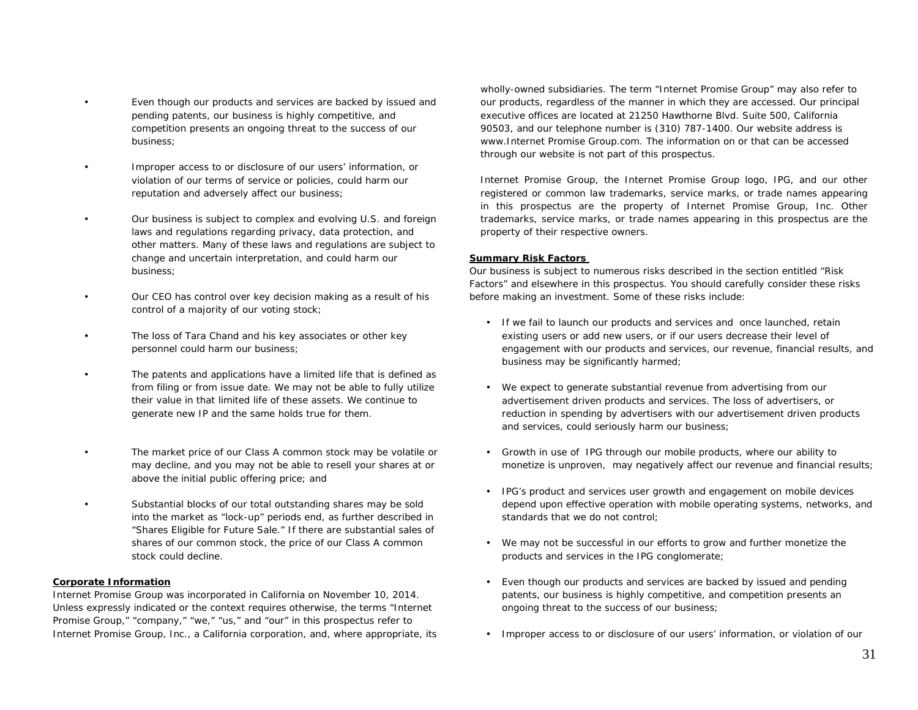- Even though our products and services are backed by issued and pending patents, our business is highly competitive, and competition presents an ongoing threat to the success of our business;

- Improper access to or disclosure of our users' information, or violation of our terms of service or policies, could harm our reputation and adversely affect our business;

- Our business is subject to complex and evolving U.S. and foreign laws and regulations regarding privacy, data protection, and other matters. Many of these laws and regulations are subject to change and uncertain interpretation, and could harm our business;

- Our CEO has control over key decision making as a result of his control of a majority of our voting stock;

- The loss of Tara Chand and his key associates or other key personnel could harm our business;

- The patents and applications have a limited life that is defined as from filing or from issue date. We may not be able to fully utilize their value in that limited life of these assets. We continue to generate new IP and the same holds true for them.

- The market price of our Class A common stock may be volatile or may decline, and you may not be able to resell your shares at or above the initial public offering price; and

- Substantial blocks of our total outstanding shares may be sold into the market as "lock-up" periods end, as further described in "Shares Eligible for Future Sale." If there are substantial sales of shares of our common stock, the price of our Class A common stock could decline.

**Corporate Information**

Internet Promise Group was incorporated in California on November 10, 2014. Unless expressly indicated or the context requires otherwise, the terms "Internet Promise Group," "company," "we," "us," and "our" in this prospectus refer to Internet Promise Group, Inc., a California corporation, and, where appropriate, its wholly-owned subsidiaries. The term "Internet Promise Group" may also refer to our products, regardless of the manner in which they are accessed. Our principal executive offices are located at 21250 Hawthorne Blvd. Suite 500, California 90503, and our telephone number is (310) 787-1400. Our website address is www.Internet Promise Group.com. The information on or that can be accessed through our website is not part of this prospectus.

Internet Promise Group, the Internet Promise Group logo, IPG, and our other registered or common law trademarks, service marks, or trade names appearing in this prospectus are the property of Internet Promise Group, Inc. Other trademarks, service marks, or trade names appearing in this prospectus are the property of their respective owners.

**Summary Risk Factors**

Our business is subject to numerous risks described in the section entitled "Risk Factors" and elsewhere in this prospectus. You should carefully consider these risks before making an investment. Some of these risks include:

- If we fail to launch our products and services and once launched, retain existing users or add new users, or if our users decrease their level of engagement with our products and services, our revenue, financial results, and business may be significantly harmed;

- We expect to generate substantial revenue from advertising from our advertisement driven products and services. The loss of advertisers, or reduction in spending by advertisers with our advertisement driven products and services, could seriously harm our business;

- Growth in use of IPG through our mobile products, where our ability to monetize is unproven, may negatively affect our revenue and financial results;

- IPG's product and services user growth and engagement on mobile devices depend upon effective operation with mobile operating systems, networks, and standards that we do not control;

- We may not be successful in our efforts to grow and further monetize the products and services in the IPG conglomerate;

- Even though our products and services are backed by issued and pending patents, our business is highly competitive, and competition presents an ongoing threat to the success of our business;

- Improper access to or disclosure of our users' information, or violation of our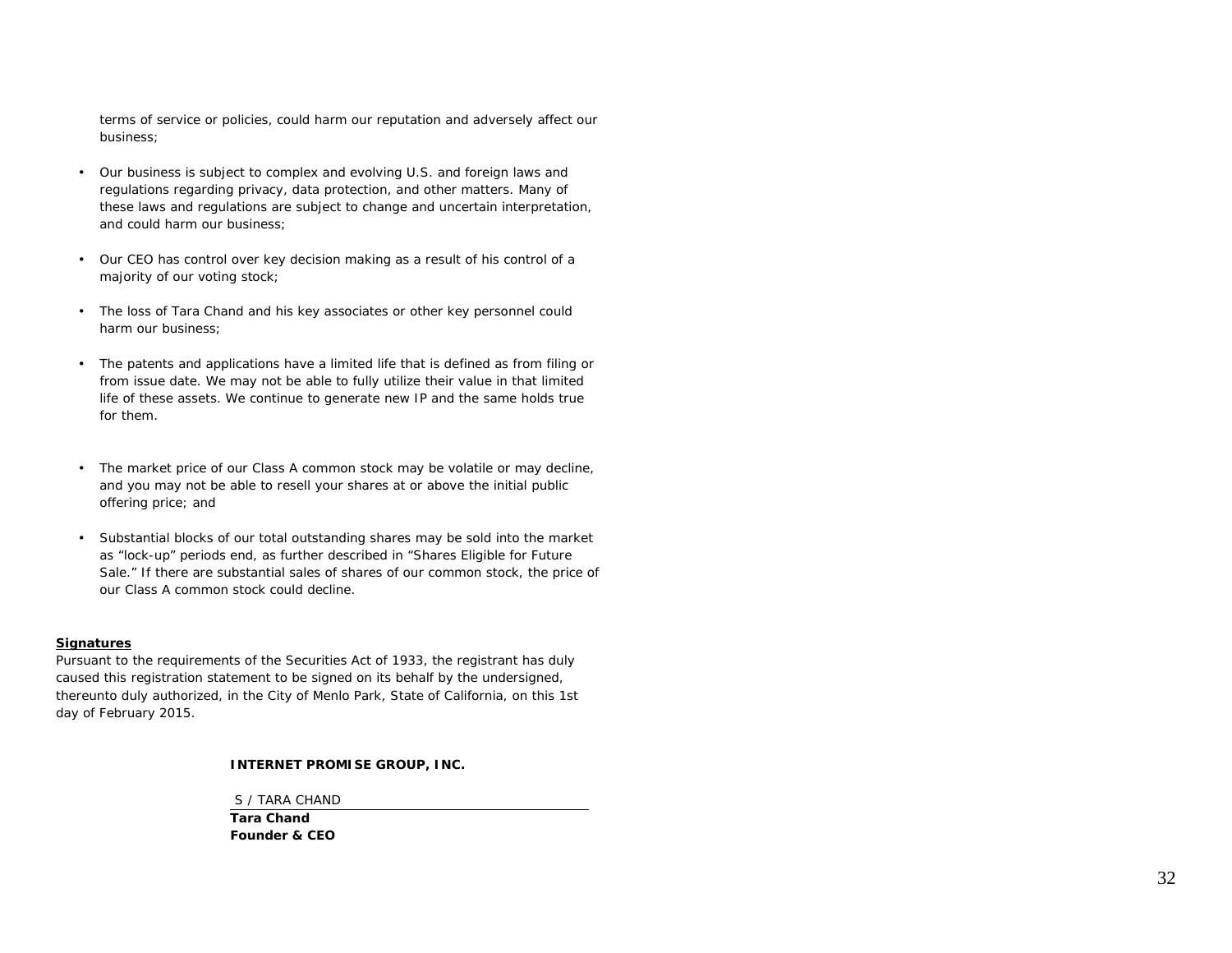terms of service or policies, could harm our reputation and adversely affect our business;

- Our business is subject to complex and evolving U.S. and foreign laws and regulations regarding privacy, data protection, and other matters. Many of these laws and regulations are subject to change and uncertain interpretation, and could harm our business;

- Our CEO has control over key decision making as a result of his control of a majority of our voting stock;

- The loss of Tara Chand and his key associates or other key personnel could harm our business;

- The patents and applications have a limited life that is defined as from filing or from issue date. We may not be able to fully utilize their value in that limited life of these assets. We continue to generate new IP and the same holds true for them.

- The market price of our Class A common stock may be volatile or may decline, and you may not be able to resell your shares at or above the initial public offering price; and

- Substantial blocks of our total outstanding shares may be sold into the market as "lock-up" periods end, as further described in "Shares Eligible for Future Sale." If there are substantial sales of shares of our common stock, the price of our Class A common stock could decline.

**Signatures**

Pursuant to the requirements of the Securities Act of 1933, the registrant has duly caused this registration statement to be signed on its behalf by the undersigned, thereunto duly authorized, in the City of Menlo Park, State of California, on this 1st day of February 2015.

**INTERNET PROMISE GROUP, INC.**

S / TARA CHAND

**Tara Chand**
**Founder & CEO**